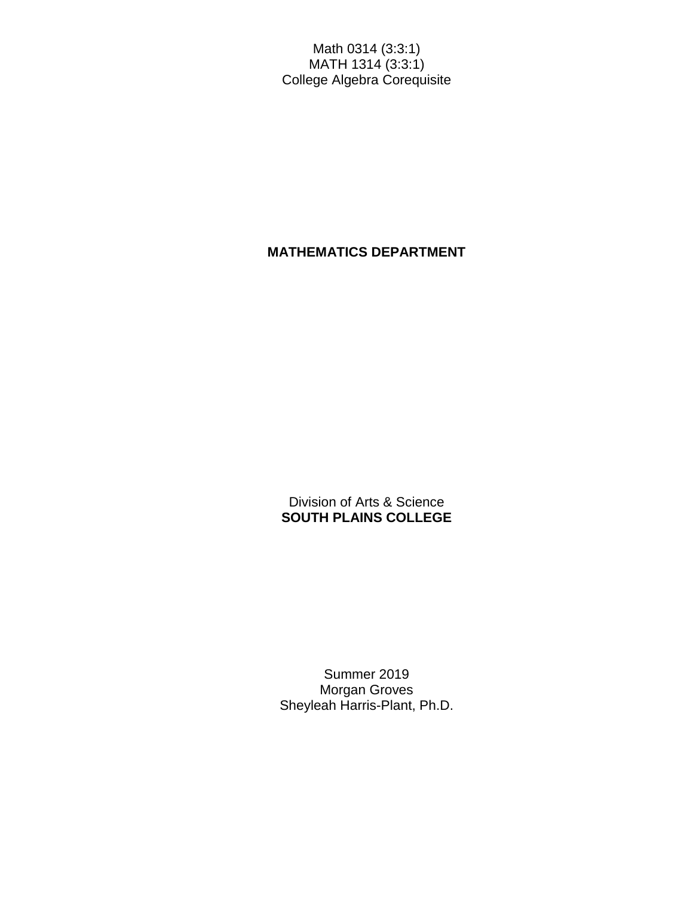Math 0314 (3:3:1)
MATH 1314 (3:3:1)
College Algebra Corequisite

**MATHEMATICS DEPARTMENT**

Division of Arts & Science
**SOUTH PLAINS COLLEGE**

Summer 2019
Morgan Groves
Sheyleah Harris-Plant, Ph.D.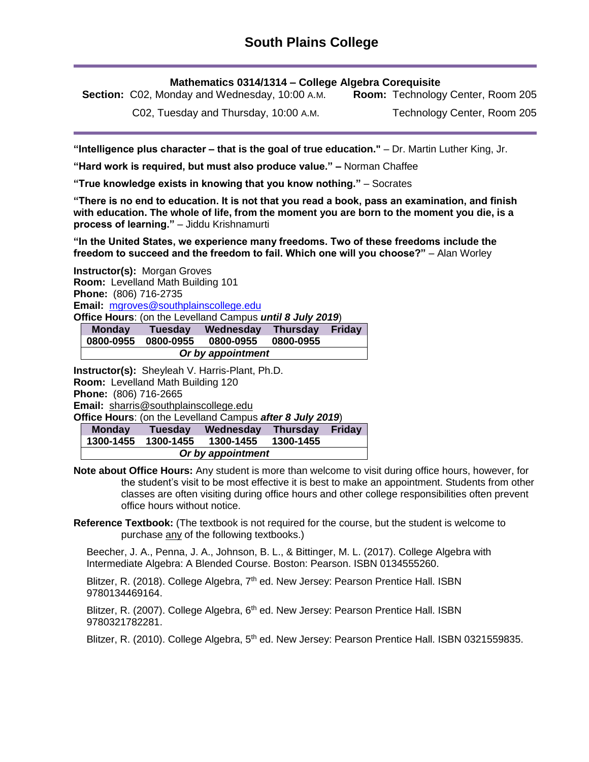# South Plains College

**Mathematics 0314/1314 – College Algebra Corequisite**

**Section:** C02, Monday and Wednesday, 10:00 A.M. **Room:** Technology Center, Room 205

C02, Tuesday and Thursday, 10:00 A.M. Technology Center, Room 205

---

**"Intelligence plus character – that is the goal of true education."** – Dr. Martin Luther King, Jr.

**"Hard work is required, but must also produce value." –** Norman Chaffee

**"True knowledge exists in knowing that you know nothing."** – Socrates

**"There is no end to education. It is not that you read a book, pass an examination, and finish with education. The whole of life, from the moment you are born to the moment you die, is a process of learning."** – Jiddu Krishnamurti

**"In the United States, we experience many freedoms. Two of these freedoms include the freedom to succeed and the freedom to fail. Which one will you choose?"** – Alan Worley

**Instructor(s):** Morgan Groves
**Room:** Levelland Math Building 101
**Phone:** (806) 716-2735
**Email:** mgroves@southplainscollege.edu
**Office Hours**: (on the Levelland Campus ***until 8 July 2019***)

| Monday | Tuesday | Wednesday | Thursday | Friday |
|---|---|---|---|---|
| 0800-0955 | 0800-0955 | 0800-0955 | 0800-0955 | |
| ***Or by appointment*** | | | | |

**Instructor(s):** Sheyleah V. Harris-Plant, Ph.D.
**Room:** Levelland Math Building 120
**Phone:** (806) 716-2665
**Email:** sharris@southplainscollege.edu
**Office Hours**: (on the Levelland Campus ***after 8 July 2019***)

| Monday | Tuesday | Wednesday | Thursday | Friday |
|---|---|---|---|---|
| 1300-1455 | 1300-1455 | 1300-1455 | 1300-1455 | |
| ***Or by appointment*** | | | | |

**Note about Office Hours:** Any student is more than welcome to visit during office hours, however, for the student's visit to be most effective it is best to make an appointment. Students from other classes are often visiting during office hours and other college responsibilities often prevent office hours without notice.

**Reference Textbook:** (The textbook is not required for the course, but the student is welcome to purchase any of the following textbooks.)

Beecher, J. A., Penna, J. A., Johnson, B. L., & Bittinger, M. L. (2017). College Algebra with Intermediate Algebra: A Blended Course. Boston: Pearson. ISBN 0134555260.

Blitzer, R. (2018). College Algebra, 7th ed. New Jersey: Pearson Prentice Hall. ISBN 9780134469164.

Blitzer, R. (2007). College Algebra, 6th ed. New Jersey: Pearson Prentice Hall. ISBN 9780321782281.

Blitzer, R. (2010). College Algebra, 5th ed. New Jersey: Pearson Prentice Hall. ISBN 0321559835.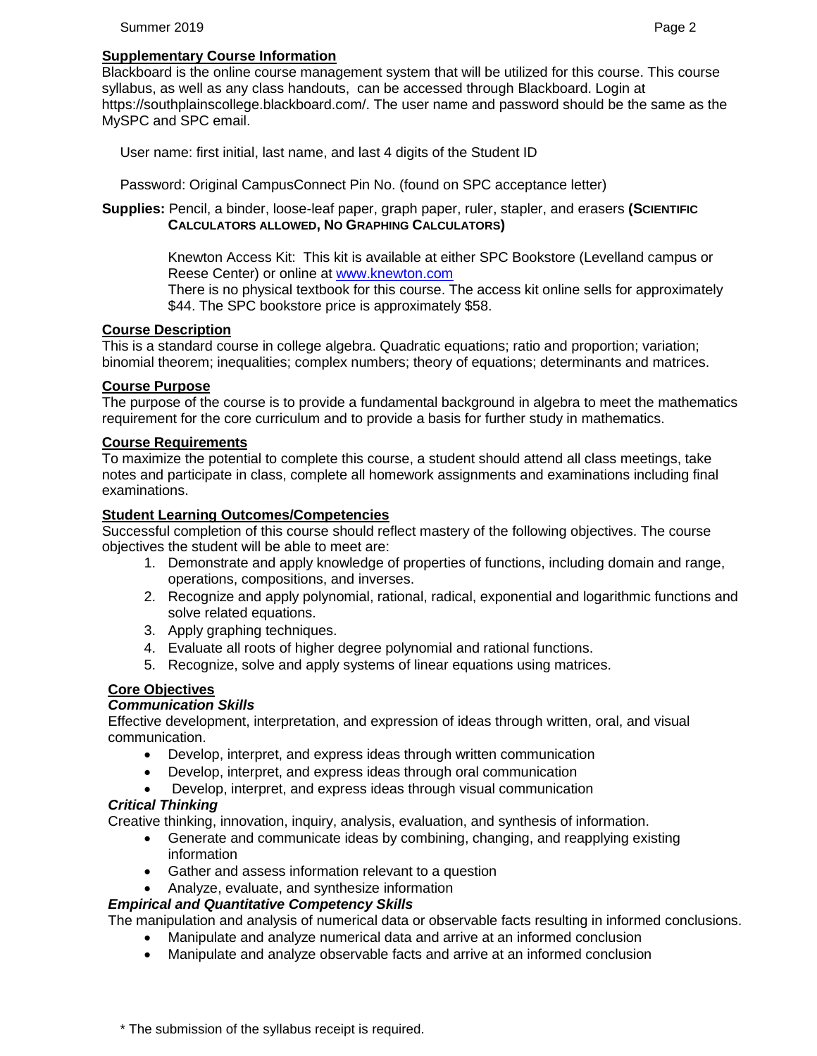## Supplementary Course Information

Blackboard is the online course management system that will be utilized for this course. This course syllabus, as well as any class handouts, can be accessed through Blackboard. Login at https://southplainscollege.blackboard.com/. The user name and password should be the same as the MySPC and SPC email.

User name: first initial, last name, and last 4 digits of the Student ID

Password: Original CampusConnect Pin No. (found on SPC acceptance letter)

**Supplies:** Pencil, a binder, loose-leaf paper, graph paper, ruler, stapler, and erasers **(SCIENTIFIC CALCULATORS ALLOWED, NO GRAPHING CALCULATORS)**

Knewton Access Kit: This kit is available at either SPC Bookstore (Levelland campus or Reese Center) or online at [www.knewton.com](www.knewton.com)
There is no physical textbook for this course. The access kit online sells for approximately $44. The SPC bookstore price is approximately $58.

## Course Description

This is a standard course in college algebra. Quadratic equations; ratio and proportion; variation; binomial theorem; inequalities; complex numbers; theory of equations; determinants and matrices.

## Course Purpose

The purpose of the course is to provide a fundamental background in algebra to meet the mathematics requirement for the core curriculum and to provide a basis for further study in mathematics.

## Course Requirements

To maximize the potential to complete this course, a student should attend all class meetings, take notes and participate in class, complete all homework assignments and examinations including final examinations.

## Student Learning Outcomes/Competencies

Successful completion of this course should reflect mastery of the following objectives. The course objectives the student will be able to meet are:

1. Demonstrate and apply knowledge of properties of functions, including domain and range, operations, compositions, and inverses.
2. Recognize and apply polynomial, rational, radical, exponential and logarithmic functions and solve related equations.
3. Apply graphing techniques.
4. Evaluate all roots of higher degree polynomial and rational functions.
5. Recognize, solve and apply systems of linear equations using matrices.

## Core Objectives

***Communication Skills***

Effective development, interpretation, and expression of ideas through written, oral, and visual communication.

- Develop, interpret, and express ideas through written communication
- Develop, interpret, and express ideas through oral communication
- Develop, interpret, and express ideas through visual communication

***Critical Thinking***

Creative thinking, innovation, inquiry, analysis, evaluation, and synthesis of information.

- Generate and communicate ideas by combining, changing, and reapplying existing information
- Gather and assess information relevant to a question
- Analyze, evaluate, and synthesize information

***Empirical and Quantitative Competency Skills***

The manipulation and analysis of numerical data or observable facts resulting in informed conclusions.

- Manipulate and analyze numerical data and arrive at an informed conclusion
- Manipulate and analyze observable facts and arrive at an informed conclusion

\* The submission of the syllabus receipt is required.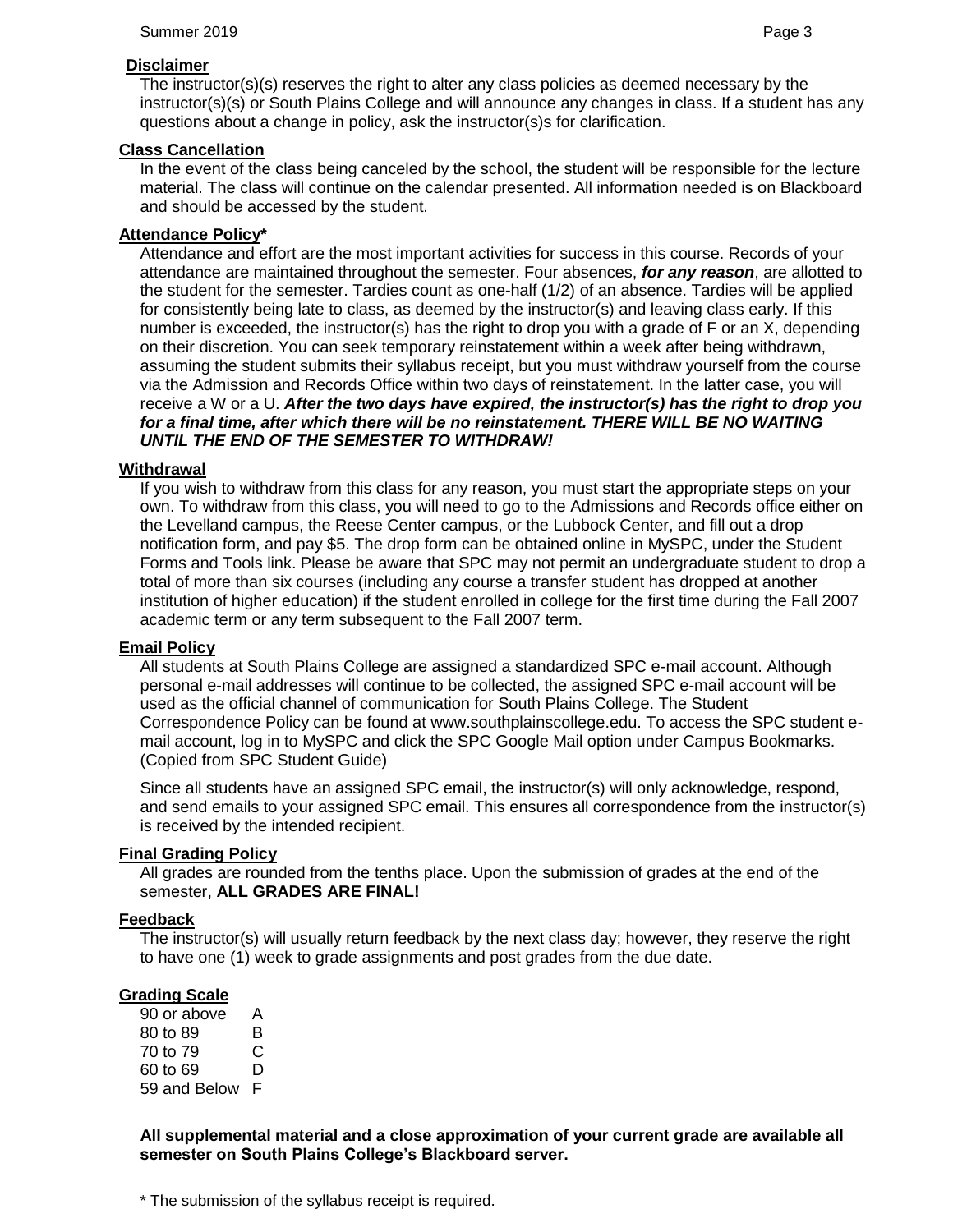### Disclaimer

The instructor(s)(s) reserves the right to alter any class policies as deemed necessary by the instructor(s)(s) or South Plains College and will announce any changes in class. If a student has any questions about a change in policy, ask the instructor(s)s for clarification.

### Class Cancellation

In the event of the class being canceled by the school, the student will be responsible for the lecture material. The class will continue on the calendar presented. All information needed is on Blackboard and should be accessed by the student.

### Attendance Policy*

Attendance and effort are the most important activities for success in this course. Records of your attendance are maintained throughout the semester. Four absences, ***for any reason***, are allotted to the student for the semester. Tardies count as one-half (1/2) of an absence. Tardies will be applied for consistently being late to class, as deemed by the instructor(s) and leaving class early. If this number is exceeded, the instructor(s) has the right to drop you with a grade of F or an X, depending on their discretion. You can seek temporary reinstatement within a week after being withdrawn, assuming the student submits their syllabus receipt, but you must withdraw yourself from the course via the Admission and Records Office within two days of reinstatement. In the latter case, you will receive a W or a U. ***After the two days have expired, the instructor(s) has the right to drop you for a final time, after which there will be no reinstatement. THERE WILL BE NO WAITING UNTIL THE END OF THE SEMESTER TO WITHDRAW!***

### Withdrawal

If you wish to withdraw from this class for any reason, you must start the appropriate steps on your own. To withdraw from this class, you will need to go to the Admissions and Records office either on the Levelland campus, the Reese Center campus, or the Lubbock Center, and fill out a drop notification form, and pay $5. The drop form can be obtained online in MySPC, under the Student Forms and Tools link. Please be aware that SPC may not permit an undergraduate student to drop a total of more than six courses (including any course a transfer student has dropped at another institution of higher education) if the student enrolled in college for the first time during the Fall 2007 academic term or any term subsequent to the Fall 2007 term.

### Email Policy

All students at South Plains College are assigned a standardized SPC e-mail account. Although personal e-mail addresses will continue to be collected, the assigned SPC e-mail account will be used as the official channel of communication for South Plains College. The Student Correspondence Policy can be found at www.southplainscollege.edu. To access the SPC student e-mail account, log in to MySPC and click the SPC Google Mail option under Campus Bookmarks. (Copied from SPC Student Guide)

Since all students have an assigned SPC email, the instructor(s) will only acknowledge, respond, and send emails to your assigned SPC email. This ensures all correspondence from the instructor(s) is received by the intended recipient.

### Final Grading Policy

All grades are rounded from the tenths place. Upon the submission of grades at the end of the semester, **ALL GRADES ARE FINAL!**

### Feedback

The instructor(s) will usually return feedback by the next class day; however, they reserve the right to have one (1) week to grade assignments and post grades from the due date.

### Grading Scale

| | |
|---|---|
| 90 or above | A |
| 80 to 89 | B |
| 70 to 79 | C |
| 60 to 69 | D |
| 59 and Below | F |

**All supplemental material and a close approximation of your current grade are available all semester on South Plains College's Blackboard server.**

\* The submission of the syllabus receipt is required.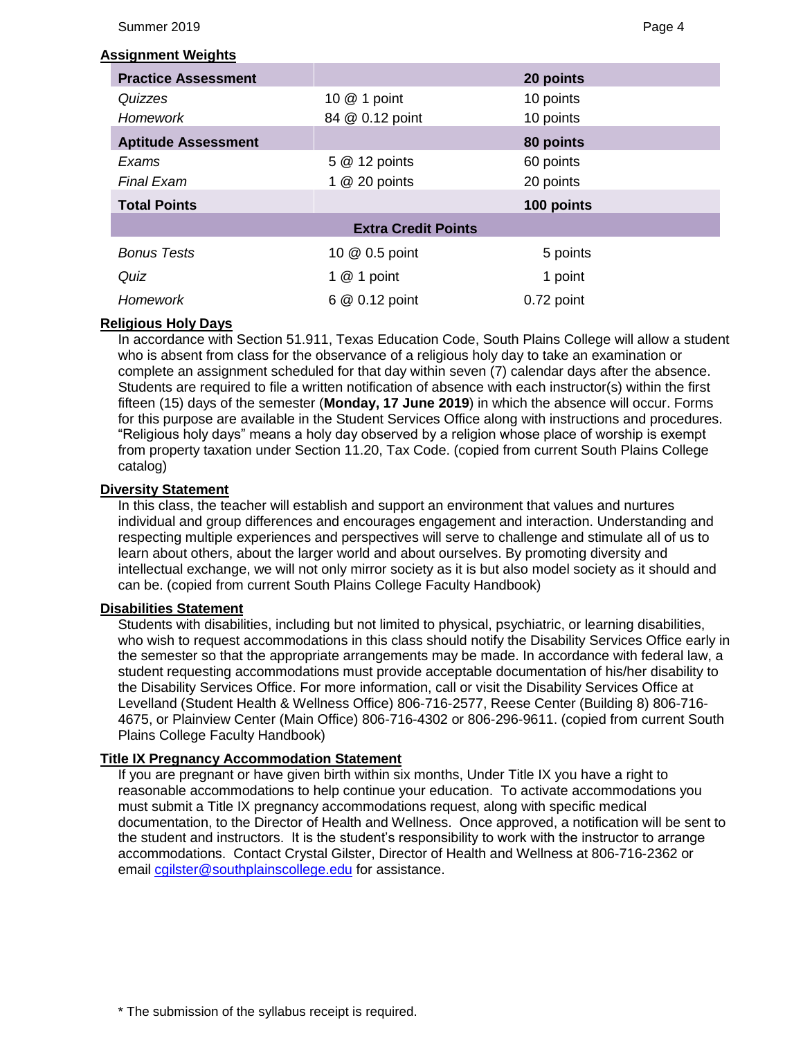## Assignment Weights

| Practice Assessment | | 20 points |
|---|---|---|
| *Quizzes* | 10 @ 1 point | 10 points |
| *Homework* | 84 @ 0.12 point | 10 points |
| **Aptitude Assessment** | | **80 points** |
| *Exams* | 5 @ 12 points | 60 points |
| *Final Exam* | 1 @ 20 points | 20 points |
| **Total Points** | | **100 points** |
| | **Extra Credit Points** | |
| *Bonus Tests* | 10 @ 0.5 point | 5 points |
| *Quiz* | 1 @ 1 point | 1 point |
| *Homework* | 6 @ 0.12 point | 0.72 point |

## Religious Holy Days

In accordance with Section 51.911, Texas Education Code, South Plains College will allow a student who is absent from class for the observance of a religious holy day to take an examination or complete an assignment scheduled for that day within seven (7) calendar days after the absence. Students are required to file a written notification of absence with each instructor(s) within the first fifteen (15) days of the semester (**Monday, 17 June 2019**) in which the absence will occur. Forms for this purpose are available in the Student Services Office along with instructions and procedures. "Religious holy days" means a holy day observed by a religion whose place of worship is exempt from property taxation under Section 11.20, Tax Code. (copied from current South Plains College catalog)

## Diversity Statement

In this class, the teacher will establish and support an environment that values and nurtures individual and group differences and encourages engagement and interaction. Understanding and respecting multiple experiences and perspectives will serve to challenge and stimulate all of us to learn about others, about the larger world and about ourselves. By promoting diversity and intellectual exchange, we will not only mirror society as it is but also model society as it should and can be. (copied from current South Plains College Faculty Handbook)

## Disabilities Statement

Students with disabilities, including but not limited to physical, psychiatric, or learning disabilities, who wish to request accommodations in this class should notify the Disability Services Office early in the semester so that the appropriate arrangements may be made. In accordance with federal law, a student requesting accommodations must provide acceptable documentation of his/her disability to the Disability Services Office. For more information, call or visit the Disability Services Office at Levelland (Student Health & Wellness Office) 806-716-2577, Reese Center (Building 8) 806-716-4675, or Plainview Center (Main Office) 806-716-4302 or 806-296-9611. (copied from current South Plains College Faculty Handbook)

## Title IX Pregnancy Accommodation Statement

If you are pregnant or have given birth within six months, Under Title IX you have a right to reasonable accommodations to help continue your education. To activate accommodations you must submit a Title IX pregnancy accommodations request, along with specific medical documentation, to the Director of Health and Wellness. Once approved, a notification will be sent to the student and instructors. It is the student's responsibility to work with the instructor to arrange accommodations. Contact Crystal Gilster, Director of Health and Wellness at 806-716-2362 or email cgilster@southplainscollege.edu for assistance.

\* The submission of the syllabus receipt is required.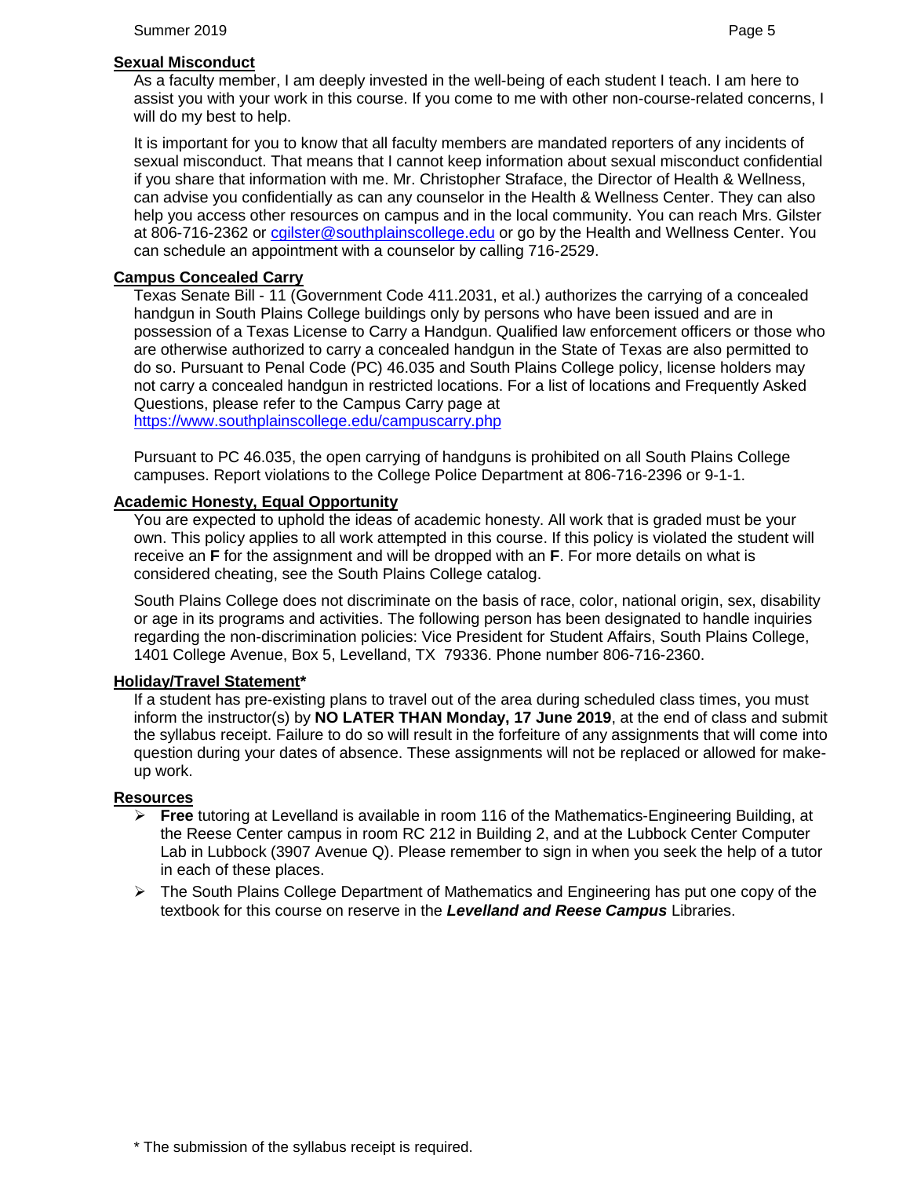## Sexual Misconduct

As a faculty member, I am deeply invested in the well-being of each student I teach. I am here to assist you with your work in this course. If you come to me with other non-course-related concerns, I will do my best to help.

It is important for you to know that all faculty members are mandated reporters of any incidents of sexual misconduct. That means that I cannot keep information about sexual misconduct confidential if you share that information with me. Mr. Christopher Straface, the Director of Health & Wellness, can advise you confidentially as can any counselor in the Health & Wellness Center. They can also help you access other resources on campus and in the local community. You can reach Mrs. Gilster at 806-716-2362 or cgilster@southplainscollege.edu or go by the Health and Wellness Center. You can schedule an appointment with a counselor by calling 716-2529.

## Campus Concealed Carry

Texas Senate Bill - 11 (Government Code 411.2031, et al.) authorizes the carrying of a concealed handgun in South Plains College buildings only by persons who have been issued and are in possession of a Texas License to Carry a Handgun. Qualified law enforcement officers or those who are otherwise authorized to carry a concealed handgun in the State of Texas are also permitted to do so. Pursuant to Penal Code (PC) 46.035 and South Plains College policy, license holders may not carry a concealed handgun in restricted locations. For a list of locations and Frequently Asked Questions, please refer to the Campus Carry page at https://www.southplainscollege.edu/campuscarry.php

Pursuant to PC 46.035, the open carrying of handguns is prohibited on all South Plains College campuses. Report violations to the College Police Department at 806-716-2396 or 9-1-1.

## Academic Honesty, Equal Opportunity

You are expected to uphold the ideas of academic honesty. All work that is graded must be your own. This policy applies to all work attempted in this course. If this policy is violated the student will receive an **F** for the assignment and will be dropped with an **F**. For more details on what is considered cheating, see the South Plains College catalog.

South Plains College does not discriminate on the basis of race, color, national origin, sex, disability or age in its programs and activities. The following person has been designated to handle inquiries regarding the non-discrimination policies: Vice President for Student Affairs, South Plains College, 1401 College Avenue, Box 5, Levelland, TX 79336. Phone number 806-716-2360.

## Holiday/Travel Statement*

If a student has pre-existing plans to travel out of the area during scheduled class times, you must inform the instructor(s) by **NO LATER THAN Monday, 17 June 2019**, at the end of class and submit the syllabus receipt. Failure to do so will result in the forfeiture of any assignments that will come into question during your dates of absence. These assignments will not be replaced or allowed for make-up work.

## Resources

- **Free** tutoring at Levelland is available in room 116 of the Mathematics-Engineering Building, at the Reese Center campus in room RC 212 in Building 2, and at the Lubbock Center Computer Lab in Lubbock (3907 Avenue Q). Please remember to sign in when you seek the help of a tutor in each of these places.
- The South Plains College Department of Mathematics and Engineering has put one copy of the textbook for this course on reserve in the ***Levelland and Reese Campus*** Libraries.

\* The submission of the syllabus receipt is required.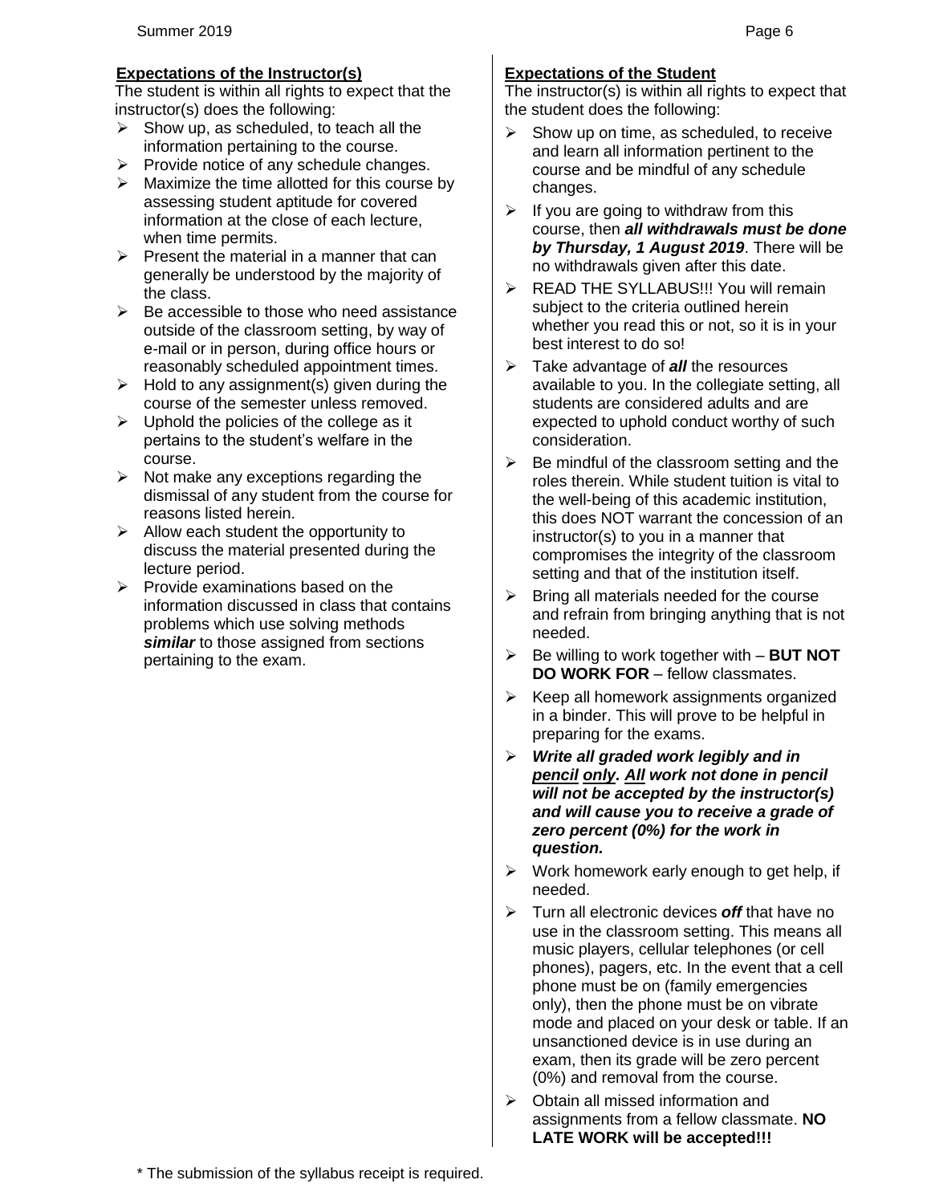### Expectations of the Instructor(s)

The student is within all rights to expect that the instructor(s) does the following:

- Show up, as scheduled, to teach all the information pertaining to the course.
- Provide notice of any schedule changes.
- Maximize the time allotted for this course by assessing student aptitude for covered information at the close of each lecture, when time permits.
- Present the material in a manner that can generally be understood by the majority of the class.
- Be accessible to those who need assistance outside of the classroom setting, by way of e-mail or in person, during office hours or reasonably scheduled appointment times.
- Hold to any assignment(s) given during the course of the semester unless removed.
- Uphold the policies of the college as it pertains to the student's welfare in the course.
- Not make any exceptions regarding the dismissal of any student from the course for reasons listed herein.
- Allow each student the opportunity to discuss the material presented during the lecture period.
- Provide examinations based on the information discussed in class that contains problems which use solving methods ***similar*** to those assigned from sections pertaining to the exam.

### Expectations of the Student

The instructor(s) is within all rights to expect that the student does the following:

- Show up on time, as scheduled, to receive and learn all information pertinent to the course and be mindful of any schedule changes.
- If you are going to withdraw from this course, then ***all withdrawals must be done by Thursday, 1 August 2019***. There will be no withdrawals given after this date.
- READ THE SYLLABUS!!! You will remain subject to the criteria outlined herein whether you read this or not, so it is in your best interest to do so!
- Take advantage of ***all*** the resources available to you. In the collegiate setting, all students are considered adults and are expected to uphold conduct worthy of such consideration.
- Be mindful of the classroom setting and the roles therein. While student tuition is vital to the well-being of this academic institution, this does NOT warrant the concession of an instructor(s) to you in a manner that compromises the integrity of the classroom setting and that of the institution itself.
- Bring all materials needed for the course and refrain from bringing anything that is not needed.
- Be willing to work together with – **BUT NOT DO WORK FOR** – fellow classmates.
- Keep all homework assignments organized in a binder. This will prove to be helpful in preparing for the exams.
- ***Write all graded work legibly and in <u>pencil</u> <u>only</u>. <u>All</u> work not done in pencil will not be accepted by the instructor(s) and will cause you to receive a grade of zero percent (0%) for the work in question.***
- Work homework early enough to get help, if needed.
- Turn all electronic devices ***off*** that have no use in the classroom setting. This means all music players, cellular telephones (or cell phones), pagers, etc. In the event that a cell phone must be on (family emergencies only), then the phone must be on vibrate mode and placed on your desk or table. If an unsanctioned device is in use during an exam, then its grade will be zero percent (0%) and removal from the course.
- Obtain all missed information and assignments from a fellow classmate. **NO LATE WORK will be accepted!!!**

\* The submission of the syllabus receipt is required.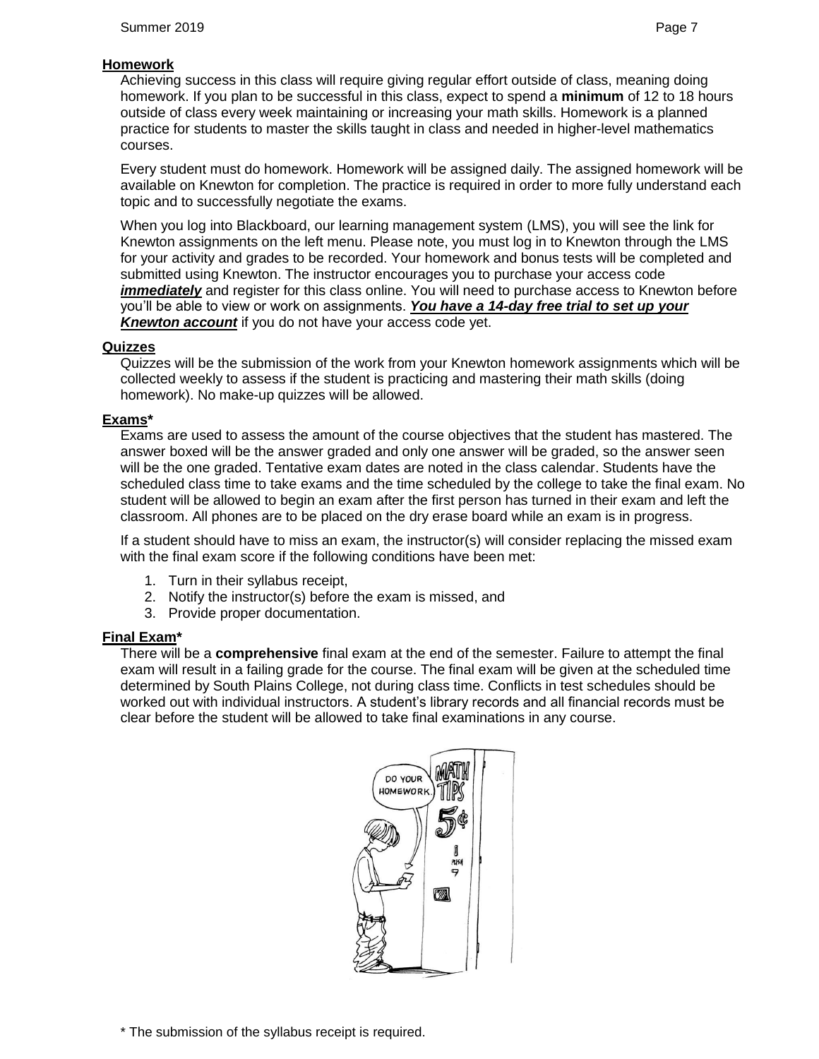### Homework

Achieving success in this class will require giving regular effort outside of class, meaning doing homework. If you plan to be successful in this class, expect to spend a **minimum** of 12 to 18 hours outside of class every week maintaining or increasing your math skills. Homework is a planned practice for students to master the skills taught in class and needed in higher-level mathematics courses.

Every student must do homework. Homework will be assigned daily. The assigned homework will be available on Knewton for completion. The practice is required in order to more fully understand each topic and to successfully negotiate the exams.

When you log into Blackboard, our learning management system (LMS), you will see the link for Knewton assignments on the left menu. Please note, you must log in to Knewton through the LMS for your activity and grades to be recorded. Your homework and bonus tests will be completed and submitted using Knewton. The instructor encourages you to purchase your access code ***immediately*** and register for this class online. You will need to purchase access to Knewton before you'll be able to view or work on assignments. ***You have a 14-day free trial to set up your Knewton account*** if you do not have your access code yet.

### Quizzes

Quizzes will be the submission of the work from your Knewton homework assignments which will be collected weekly to assess if the student is practicing and mastering their math skills (doing homework). No make-up quizzes will be allowed.

### Exams*

Exams are used to assess the amount of the course objectives that the student has mastered. The answer boxed will be the answer graded and only one answer will be graded, so the answer seen will be the one graded. Tentative exam dates are noted in the class calendar. Students have the scheduled class time to take exams and the time scheduled by the college to take the final exam. No student will be allowed to begin an exam after the first person has turned in their exam and left the classroom. All phones are to be placed on the dry erase board while an exam is in progress.

If a student should have to miss an exam, the instructor(s) will consider replacing the missed exam with the final exam score if the following conditions have been met:

1. Turn in their syllabus receipt,
2. Notify the instructor(s) before the exam is missed, and
3. Provide proper documentation.

### Final Exam*

There will be a **comprehensive** final exam at the end of the semester. Failure to attempt the final exam will result in a failing grade for the course. The final exam will be given at the scheduled time determined by South Plains College, not during class time. Conflicts in test schedules should be worked out with individual instructors. A student's library records and all financial records must be clear before the student will be allowed to take final examinations in any course.

\* The submission of the syllabus receipt is required.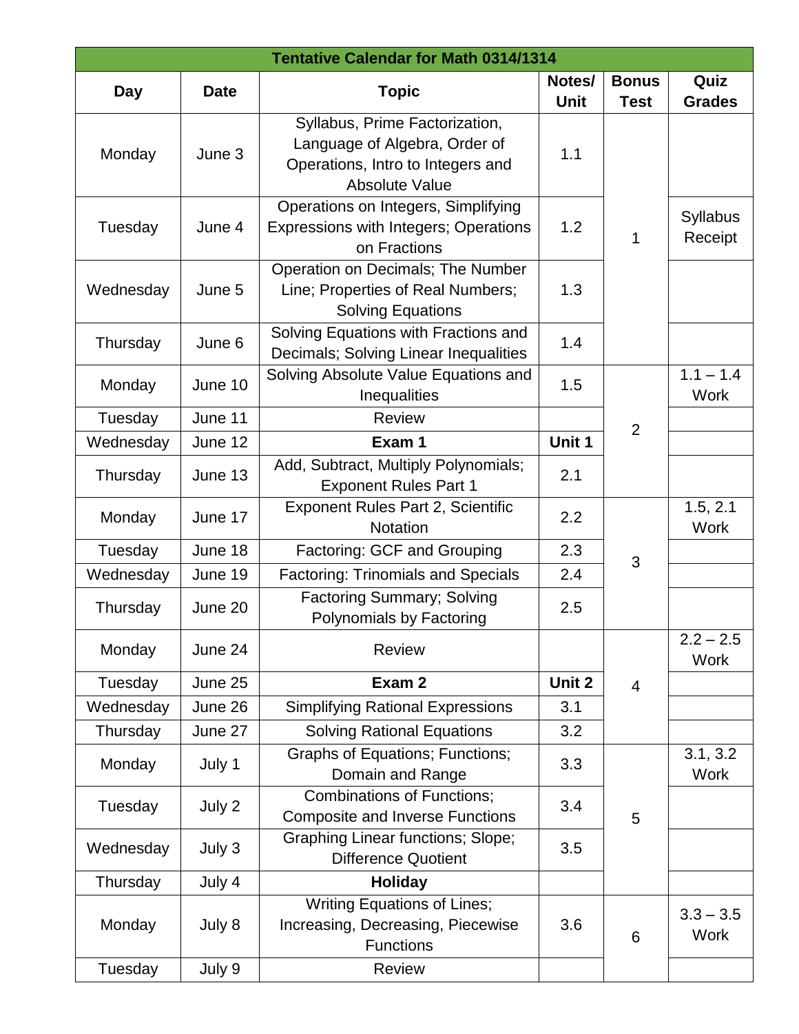| Tentative Calendar for Math 0314/1314 | | | | | |
|---|---|---|---|---|---|
| **Day** | **Date** | **Topic** | **Notes/ Unit** | **Bonus Test** | **Quiz Grades** |
| Monday | June 3 | Syllabus, Prime Factorization, Language of Algebra, Order of Operations, Intro to Integers and Absolute Value | 1.1 | 1 | |
| Tuesday | June 4 | Operations on Integers, Simplifying Expressions with Integers; Operations on Fractions | 1.2 | | Syllabus Receipt |
| Wednesday | June 5 | Operation on Decimals; The Number Line; Properties of Real Numbers; Solving Equations | 1.3 | | |
| Thursday | June 6 | Solving Equations with Fractions and Decimals; Solving Linear Inequalities | 1.4 | | |
| Monday | June 10 | Solving Absolute Value Equations and Inequalities | 1.5 | 2 | 1.1 – 1.4 Work |
| Tuesday | June 11 | Review | | | |
| Wednesday | June 12 | **Exam 1** | **Unit 1** | | |
| Thursday | June 13 | Add, Subtract, Multiply Polynomials; Exponent Rules Part 1 | 2.1 | | |
| Monday | June 17 | Exponent Rules Part 2, Scientific Notation | 2.2 | 3 | 1.5, 2.1 Work |
| Tuesday | June 18 | Factoring: GCF and Grouping | 2.3 | | |
| Wednesday | June 19 | Factoring: Trinomials and Specials | 2.4 | | |
| Thursday | June 20 | Factoring Summary; Solving Polynomials by Factoring | 2.5 | | |
| Monday | June 24 | Review | | 4 | 2.2 – 2.5 Work |
| Tuesday | June 25 | **Exam 2** | **Unit 2** | | |
| Wednesday | June 26 | Simplifying Rational Expressions | 3.1 | | |
| Thursday | June 27 | Solving Rational Equations | 3.2 | | |
| Monday | July 1 | Graphs of Equations; Functions; Domain and Range | 3.3 | 5 | 3.1, 3.2 Work |
| Tuesday | July 2 | Combinations of Functions; Composite and Inverse Functions | 3.4 | | |
| Wednesday | July 3 | Graphing Linear functions; Slope; Difference Quotient | 3.5 | | |
| Thursday | July 4 | **Holiday** | | | |
| Monday | July 8 | Writing Equations of Lines; Increasing, Decreasing, Piecewise Functions | 3.6 | 6 | 3.3 – 3.5 Work |
| Tuesday | July 9 | Review | | | |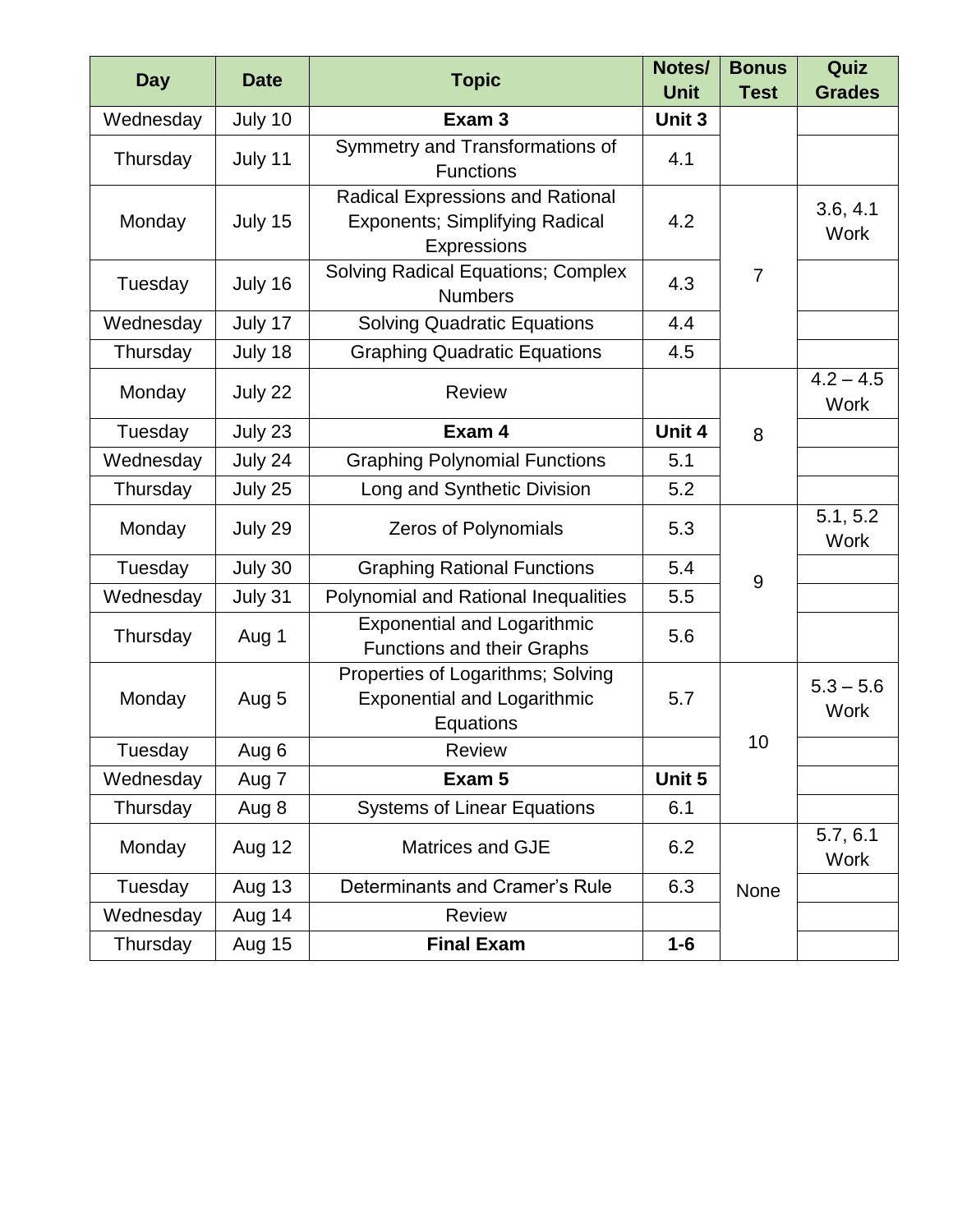| Day | Date | Topic | Notes/ Unit | Bonus Test | Quiz Grades |
|---|---|---|---|---|---|
| Wednesday | July 10 | **Exam 3** | **Unit 3** | | |
| Thursday | July 11 | Symmetry and Transformations of Functions | 4.1 | | |
| Monday | July 15 | Radical Expressions and Rational Exponents; Simplifying Radical Expressions | 4.2 | 7 | 3.6, 4.1 Work |
| Tuesday | July 16 | Solving Radical Equations; Complex Numbers | 4.3 | | |
| Wednesday | July 17 | Solving Quadratic Equations | 4.4 | | |
| Thursday | July 18 | Graphing Quadratic Equations | 4.5 | | |
| Monday | July 22 | Review | | 8 | 4.2 – 4.5 Work |
| Tuesday | July 23 | **Exam 4** | **Unit 4** | | |
| Wednesday | July 24 | Graphing Polynomial Functions | 5.1 | | |
| Thursday | July 25 | Long and Synthetic Division | 5.2 | | |
| Monday | July 29 | Zeros of Polynomials | 5.3 | 9 | 5.1, 5.2 Work |
| Tuesday | July 30 | Graphing Rational Functions | 5.4 | | |
| Wednesday | July 31 | Polynomial and Rational Inequalities | 5.5 | | |
| Thursday | Aug 1 | Exponential and Logarithmic Functions and their Graphs | 5.6 | | |
| Monday | Aug 5 | Properties of Logarithms; Solving Exponential and Logarithmic Equations | 5.7 | 10 | 5.3 – 5.6 Work |
| Tuesday | Aug 6 | Review | | | |
| Wednesday | Aug 7 | **Exam 5** | **Unit 5** | | |
| Thursday | Aug 8 | Systems of Linear Equations | 6.1 | | |
| Monday | Aug 12 | Matrices and GJE | 6.2 | None | 5.7, 6.1 Work |
| Tuesday | Aug 13 | Determinants and Cramer's Rule | 6.3 | | |
| Wednesday | Aug 14 | Review | | | |
| Thursday | Aug 15 | **Final Exam** | **1-6** | | |